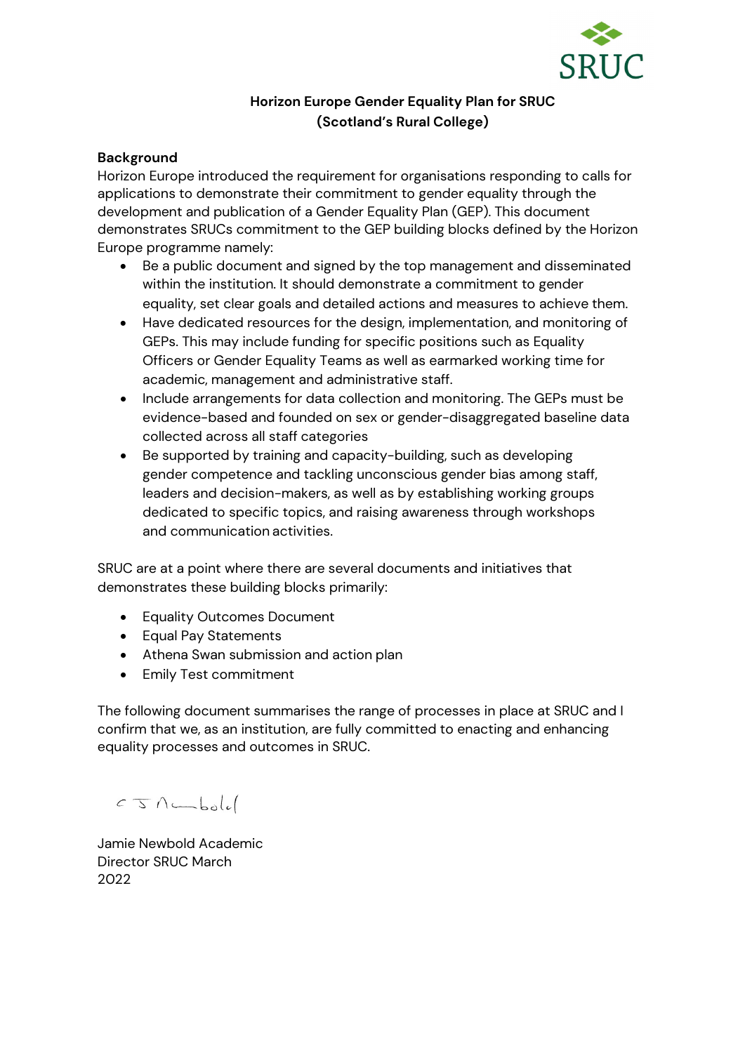**Horizon Europe Gender Equality Plan for SRUC (Scotland's Rural College)**

**Background**

Horizon Europe introduced the requirement for organisations responding to calls for applications to demonstrate their commitment to gender equality through the development and publication of a Gender Equality Plan (GEP). This document demonstrates SRUCs commitment to the GEP building blocks defined by the Horizon Europe programme namely:

- Be a public document and signed by the top management and disseminated within the institution. It should demonstrate a commitment to gender equality, set clear goals and detailed actions and measures to achieve them.
- Have dedicated resources for the design, implementation, and monitoring of GEPs. This may include funding for specific positions such as Equality Officers or Gender Equality Teams as well as earmarked working time for academic, management and administrative staff.
- Include arrangements for data collection and monitoring. The GEPs must be evidence-based and founded on sex or gender-disaggregated baseline data collected across all staff categories
- Be supported by training and capacity-building, such as developing gender competence and tackling unconscious gender bias among staff, leaders and decision-makers, as well as by establishing working groups dedicated to specific topics, and raising awareness through workshops and communication activities.

SRUC are at a point where there are several documents and initiatives that demonstrates these building blocks primarily:

- Equality Outcomes Document
- Equal Pay Statements
- Athena Swan submission and action plan
- Emily Test commitment

The following document summarises the range of processes in place at SRUC and I confirm that we, as an institution, are fully committed to enacting and enhancing equality processes and outcomes in SRUC.

C J Newbold

Jamie Newbold Academic Director SRUC March 2022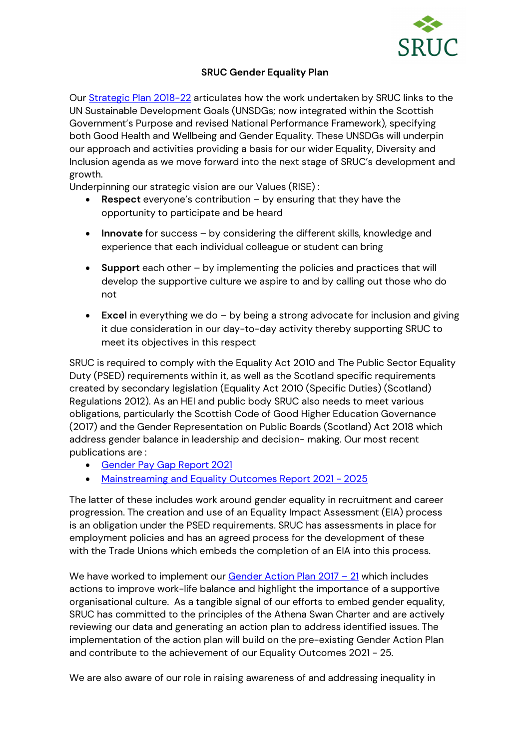**SRUC Gender Equality Plan**

Our Strategic Plan 2018-22 articulates how the work undertaken by SRUC links to the UN Sustainable Development Goals (UNSDGs; now integrated within the Scottish Government's Purpose and revised National Performance Framework), specifying both Good Health and Wellbeing and Gender Equality. These UNSDGs will underpin our approach and activities providing a basis for our wider Equality, Diversity and Inclusion agenda as we move forward into the next stage of SRUC's development and growth.

Underpinning our strategic vision are our Values (RISE) :

- **Respect** everyone's contribution – by ensuring that they have the opportunity to participate and be heard
- **Innovate** for success – by considering the different skills, knowledge and experience that each individual colleague or student can bring
- **Support** each other – by implementing the policies and practices that will develop the supportive culture we aspire to and by calling out those who do not
- **Excel** in everything we do – by being a strong advocate for inclusion and giving it due consideration in our day-to-day activity thereby supporting SRUC to meet its objectives in this respect

SRUC is required to comply with the Equality Act 2010 and The Public Sector Equality Duty (PSED) requirements within it, as well as the Scotland specific requirements created by secondary legislation (Equality Act 2010 (Specific Duties) (Scotland) Regulations 2012). As an HEI and public body SRUC also needs to meet various obligations, particularly the Scottish Code of Good Higher Education Governance (2017) and the Gender Representation on Public Boards (Scotland) Act 2018 which address gender balance in leadership and decision- making. Our most recent publications are :

- Gender Pay Gap Report 2021
- Mainstreaming and Equality Outcomes Report 2021 - 2025

The latter of these includes work around gender equality in recruitment and career progression. The creation and use of an Equality Impact Assessment (EIA) process is an obligation under the PSED requirements. SRUC has assessments in place for employment policies and has an agreed process for the development of these with the Trade Unions which embeds the completion of an EIA into this process.

We have worked to implement our Gender Action Plan 2017 – 21 which includes actions to improve work-life balance and highlight the importance of a supportive organisational culture. As a tangible signal of our efforts to embed gender equality, SRUC has committed to the principles of the Athena Swan Charter and are actively reviewing our data and generating an action plan to address identified issues. The implementation of the action plan will build on the pre-existing Gender Action Plan and contribute to the achievement of our Equality Outcomes 2021 - 25.

We are also aware of our role in raising awareness of and addressing inequality in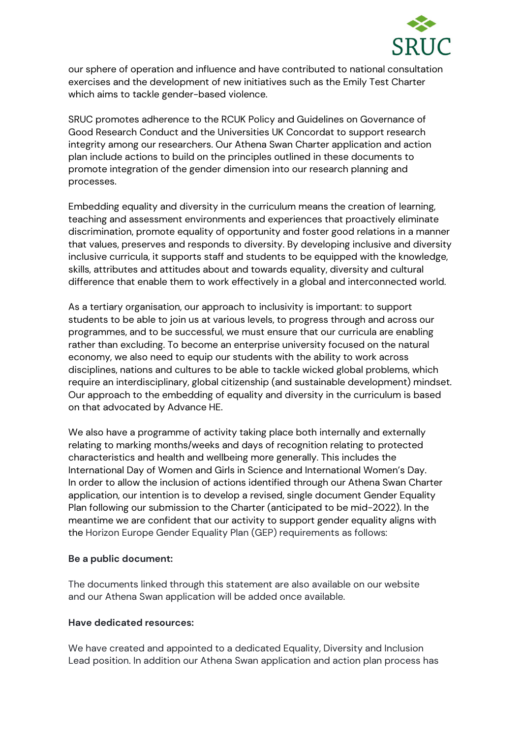our sphere of operation and influence and have contributed to national consultation exercises and the development of new initiatives such as the Emily Test Charter which aims to tackle gender-based violence.

SRUC promotes adherence to the RCUK Policy and Guidelines on Governance of Good Research Conduct and the Universities UK Concordat to support research integrity among our researchers. Our Athena Swan Charter application and action plan include actions to build on the principles outlined in these documents to promote integration of the gender dimension into our research planning and processes.

Embedding equality and diversity in the curriculum means the creation of learning, teaching and assessment environments and experiences that proactively eliminate discrimination, promote equality of opportunity and foster good relations in a manner that values, preserves and responds to diversity. By developing inclusive and diversity inclusive curricula, it supports staff and students to be equipped with the knowledge, skills, attributes and attitudes about and towards equality, diversity and cultural difference that enable them to work effectively in a global and interconnected world.

As a tertiary organisation, our approach to inclusivity is important: to support students to be able to join us at various levels, to progress through and across our programmes, and to be successful, we must ensure that our curricula are enabling rather than excluding. To become an enterprise university focused on the natural economy, we also need to equip our students with the ability to work across disciplines, nations and cultures to be able to tackle wicked global problems, which require an interdisciplinary, global citizenship (and sustainable development) mindset. Our approach to the embedding of equality and diversity in the curriculum is based on that advocated by Advance HE.

We also have a programme of activity taking place both internally and externally relating to marking months/weeks and days of recognition relating to protected characteristics and health and wellbeing more generally. This includes the International Day of Women and Girls in Science and International Women's Day. In order to allow the inclusion of actions identified through our Athena Swan Charter application, our intention is to develop a revised, single document Gender Equality Plan following our submission to the Charter (anticipated to be mid-2022). In the meantime we are confident that our activity to support gender equality aligns with the Horizon Europe Gender Equality Plan (GEP) requirements as follows:

**Be a public document:**

The documents linked through this statement are also available on our website and our Athena Swan application will be added once available.

**Have dedicated resources:**

We have created and appointed to a dedicated Equality, Diversity and Inclusion Lead position. In addition our Athena Swan application and action plan process has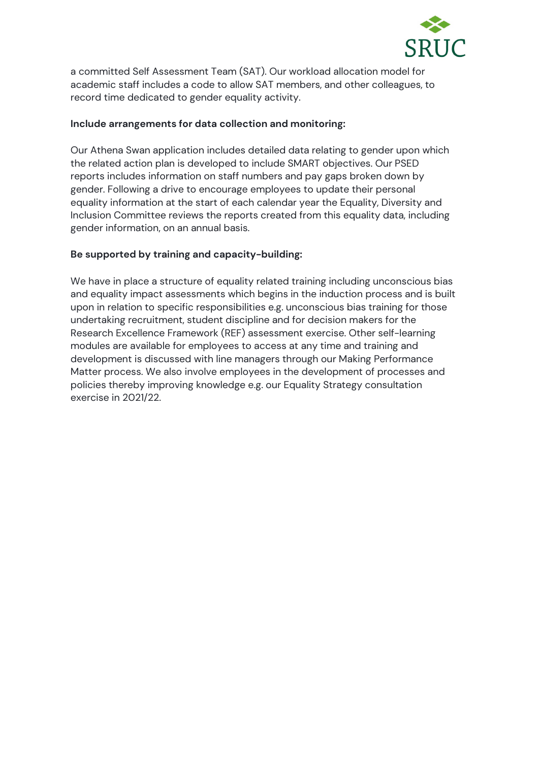a committed Self Assessment Team (SAT). Our workload allocation model for academic staff includes a code to allow SAT members, and other colleagues, to record time dedicated to gender equality activity.

**Include arrangements for data collection and monitoring:**

Our Athena Swan application includes detailed data relating to gender upon which the related action plan is developed to include SMART objectives. Our PSED reports includes information on staff numbers and pay gaps broken down by gender. Following a drive to encourage employees to update their personal equality information at the start of each calendar year the Equality, Diversity and Inclusion Committee reviews the reports created from this equality data, including gender information, on an annual basis.

**Be supported by training and capacity-building:**

We have in place a structure of equality related training including unconscious bias and equality impact assessments which begins in the induction process and is built upon in relation to specific responsibilities e.g. unconscious bias training for those undertaking recruitment, student discipline and for decision makers for the Research Excellence Framework (REF) assessment exercise. Other self-learning modules are available for employees to access at any time and training and development is discussed with line managers through our Making Performance Matter process. We also involve employees in the development of processes and policies thereby improving knowledge e.g. our Equality Strategy consultation exercise in 2021/22.